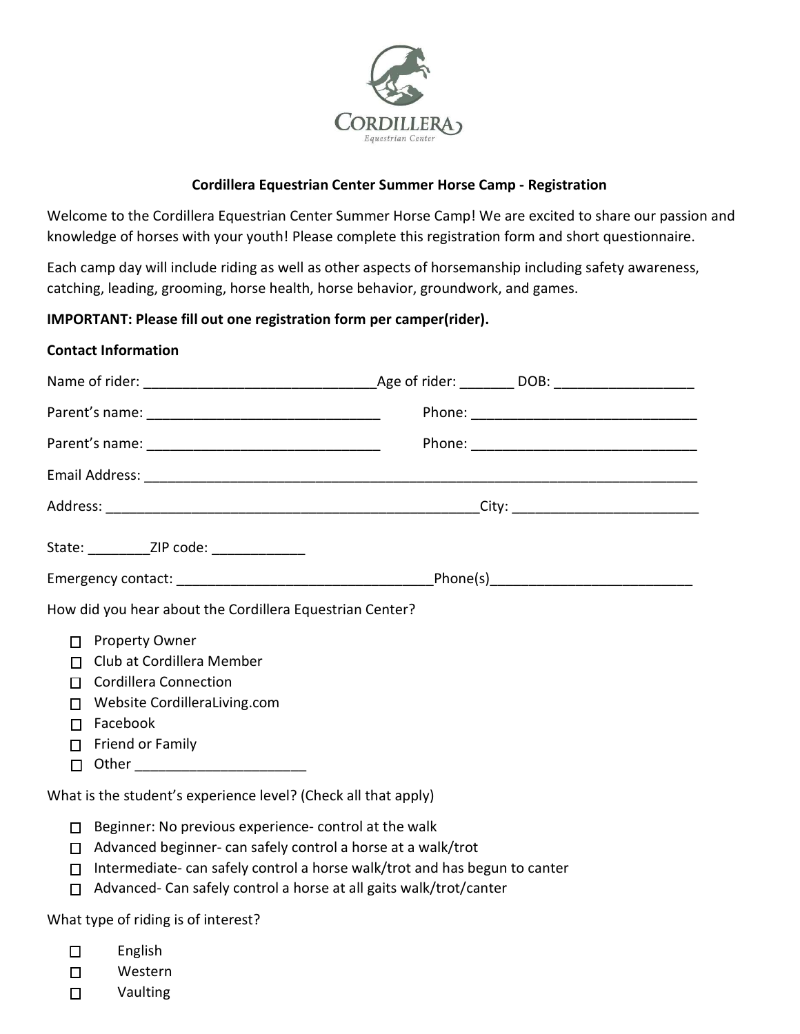# Cordillera Equestrian Center Summer Horse Camp - Registration

Welcome to the Cordillera Equestrian Center Summer Horse Camp! We are excited to share our passion and knowledge of horses with your youth! Please complete this registration form and short questionnaire.

Each camp day will include riding as well as other aspects of horsemanship including safety awareness, catching, leading, grooming, horse health, horse behavior, groundwork, and games.

**IMPORTANT: Please fill out one registration form per camper(rider).**

**Contact Information**

Name of rider: ______________________________Age of rider: _______ DOB: __________________

Parent's name: ______________________________ Phone: ______________________________

Parent's name: ______________________________ Phone: ______________________________

Email Address: ____________________________________________________________________________

Address: __________________________________________________City: ________________________

State: ________ZIP code: ____________

Emergency contact: _________________________________Phone(s)__________________________

How did you hear about the Cordillera Equestrian Center?

- ☐ Property Owner
- ☐ Club at Cordillera Member
- ☐ Cordillera Connection
- ☐ Website CordilleraLiving.com
- ☐ Facebook
- ☐ Friend or Family
- ☐ Other ______________________

What is the student's experience level? (Check all that apply)

- ☐ Beginner: No previous experience- control at the walk
- ☐ Advanced beginner- can safely control a horse at a walk/trot
- ☐ Intermediate- can safely control a horse walk/trot and has begun to canter
- ☐ Advanced- Can safely control a horse at all gaits walk/trot/canter

What type of riding is of interest?

- ☐ English
- ☐ Western
- ☐ Vaulting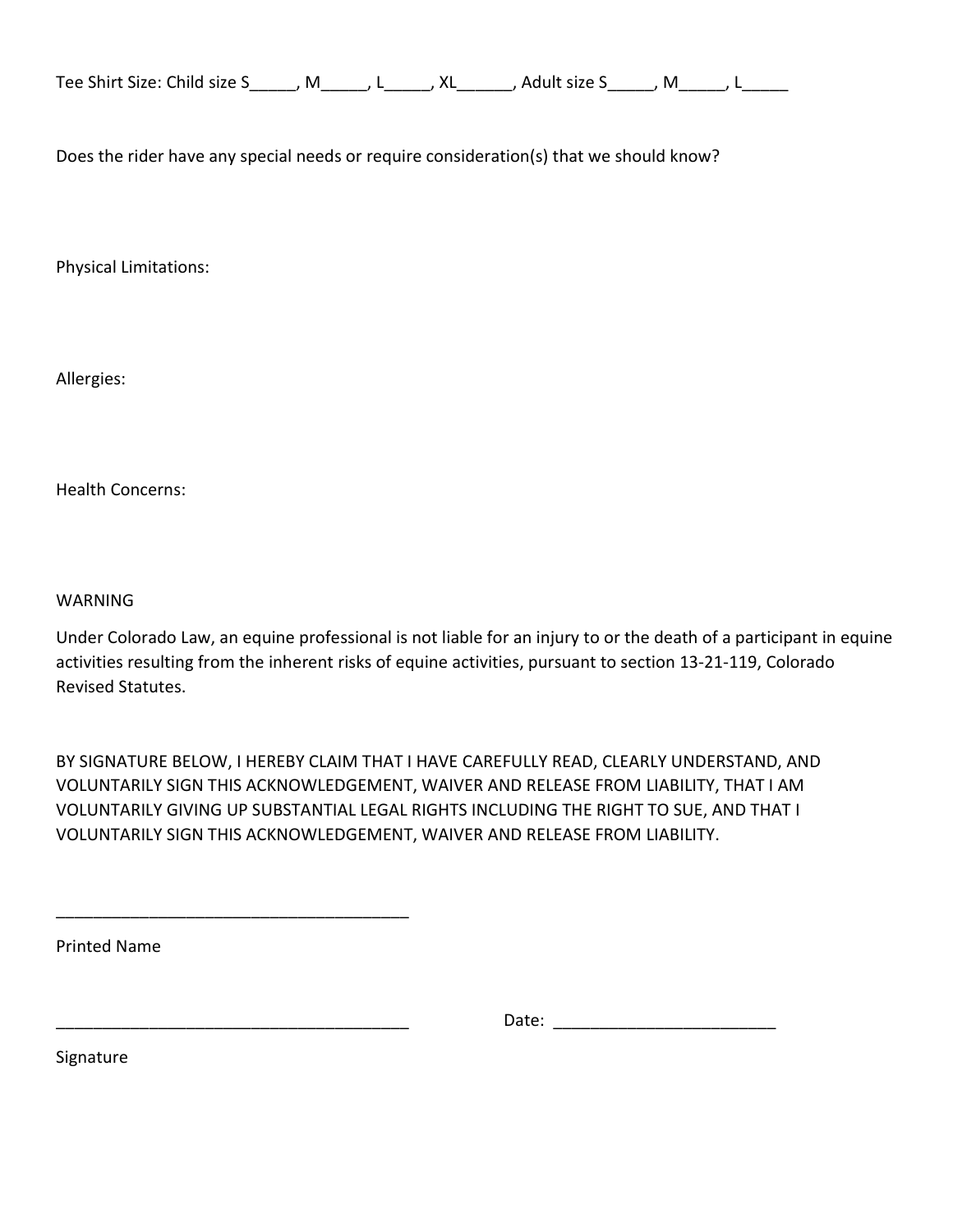Tee Shirt Size: Child size S_____, M_____, L_____, XL______, Adult size S_____, M_____, L_____

Does the rider have any special needs or require consideration(s) that we should know?

Physical Limitations:

Allergies:

Health Concerns:

WARNING

Under Colorado Law, an equine professional is not liable for an injury to or the death of a participant in equine activities resulting from the inherent risks of equine activities, pursuant to section 13-21-119, Colorado Revised Statutes.

BY SIGNATURE BELOW, I HEREBY CLAIM THAT I HAVE CAREFULLY READ, CLEARLY UNDERSTAND, AND VOLUNTARILY SIGN THIS ACKNOWLEDGEMENT, WAIVER AND RELEASE FROM LIABILITY, THAT I AM VOLUNTARILY GIVING UP SUBSTANTIAL LEGAL RIGHTS INCLUDING THE RIGHT TO SUE, AND THAT I VOLUNTARILY SIGN THIS ACKNOWLEDGEMENT, WAIVER AND RELEASE FROM LIABILITY.

_______________________________________

Printed Name

_______________________________________ Date: ________________________

Signature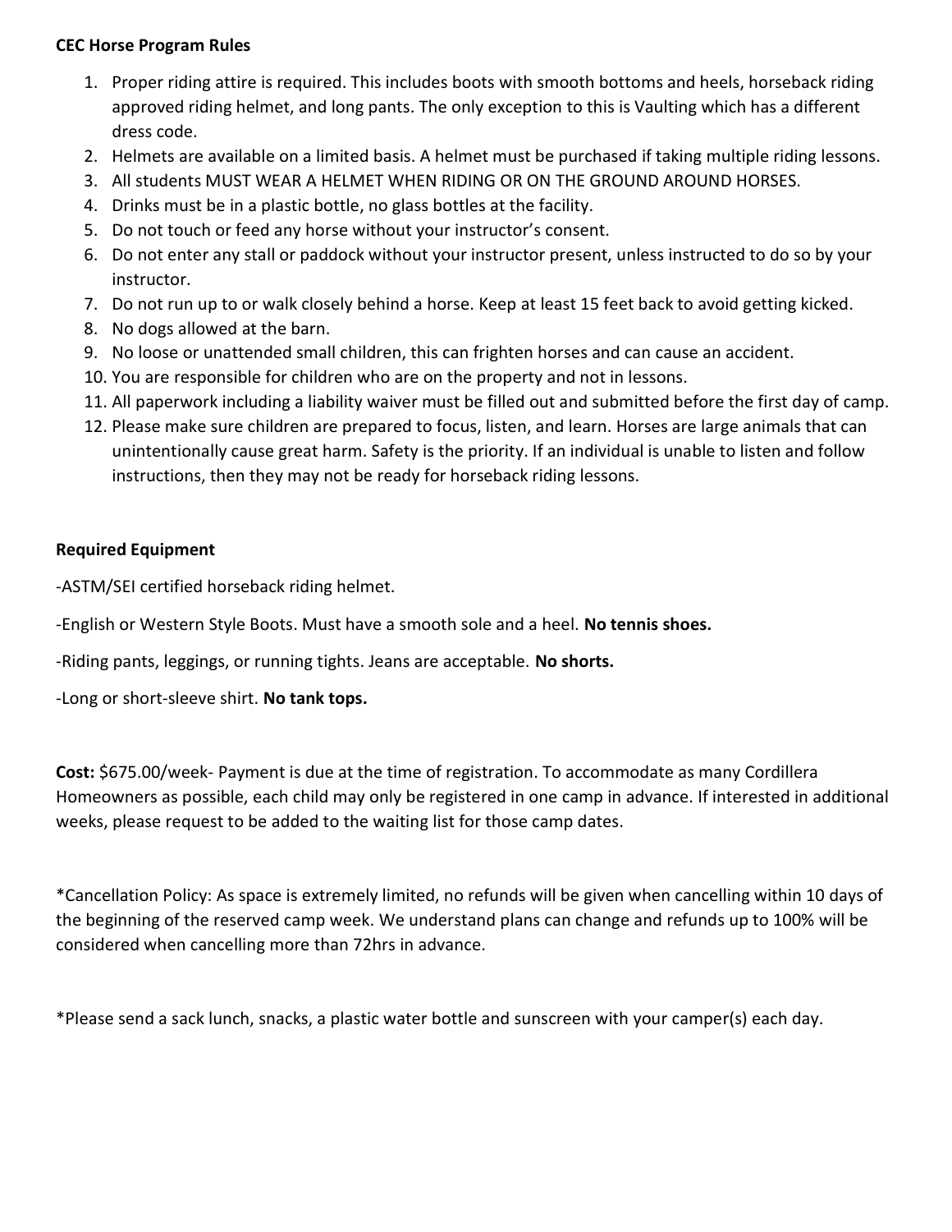**CEC Horse Program Rules**

1. Proper riding attire is required. This includes boots with smooth bottoms and heels, horseback riding approved riding helmet, and long pants. The only exception to this is Vaulting which has a different dress code.
2. Helmets are available on a limited basis. A helmet must be purchased if taking multiple riding lessons.
3. All students MUST WEAR A HELMET WHEN RIDING OR ON THE GROUND AROUND HORSES.
4. Drinks must be in a plastic bottle, no glass bottles at the facility.
5. Do not touch or feed any horse without your instructor's consent.
6. Do not enter any stall or paddock without your instructor present, unless instructed to do so by your instructor.
7. Do not run up to or walk closely behind a horse. Keep at least 15 feet back to avoid getting kicked.
8. No dogs allowed at the barn.
9. No loose or unattended small children, this can frighten horses and can cause an accident.
10. You are responsible for children who are on the property and not in lessons.
11. All paperwork including a liability waiver must be filled out and submitted before the first day of camp.
12. Please make sure children are prepared to focus, listen, and learn. Horses are large animals that can unintentionally cause great harm. Safety is the priority. If an individual is unable to listen and follow instructions, then they may not be ready for horseback riding lessons.

**Required Equipment**

-ASTM/SEI certified horseback riding helmet.

-English or Western Style Boots. Must have a smooth sole and a heel. **No tennis shoes.**

-Riding pants, leggings, or running tights. Jeans are acceptable. **No shorts.**

-Long or short-sleeve shirt. **No tank tops.**

**Cost:** $675.00/week- Payment is due at the time of registration. To accommodate as many Cordillera Homeowners as possible, each child may only be registered in one camp in advance. If interested in additional weeks, please request to be added to the waiting list for those camp dates.

*Cancellation Policy: As space is extremely limited, no refunds will be given when cancelling within 10 days of the beginning of the reserved camp week. We understand plans can change and refunds up to 100% will be considered when cancelling more than 72hrs in advance.

*Please send a sack lunch, snacks, a plastic water bottle and sunscreen with your camper(s) each day.